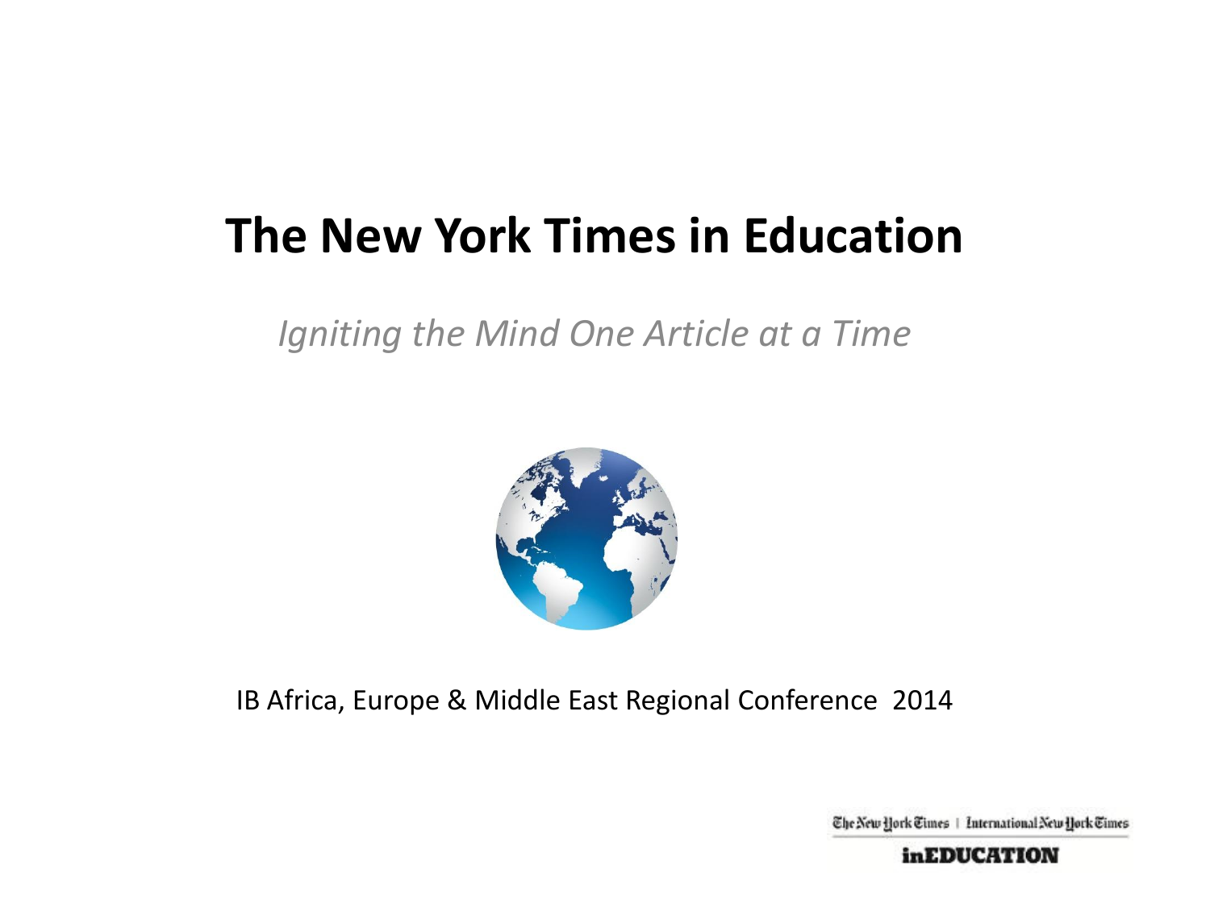# The New York Times in Education

*Igniting the Mind One Article at a Time*

IB Africa, Europe & Middle East Regional Conference 2014

The New York Times | International New York Times

**inEDUCATION**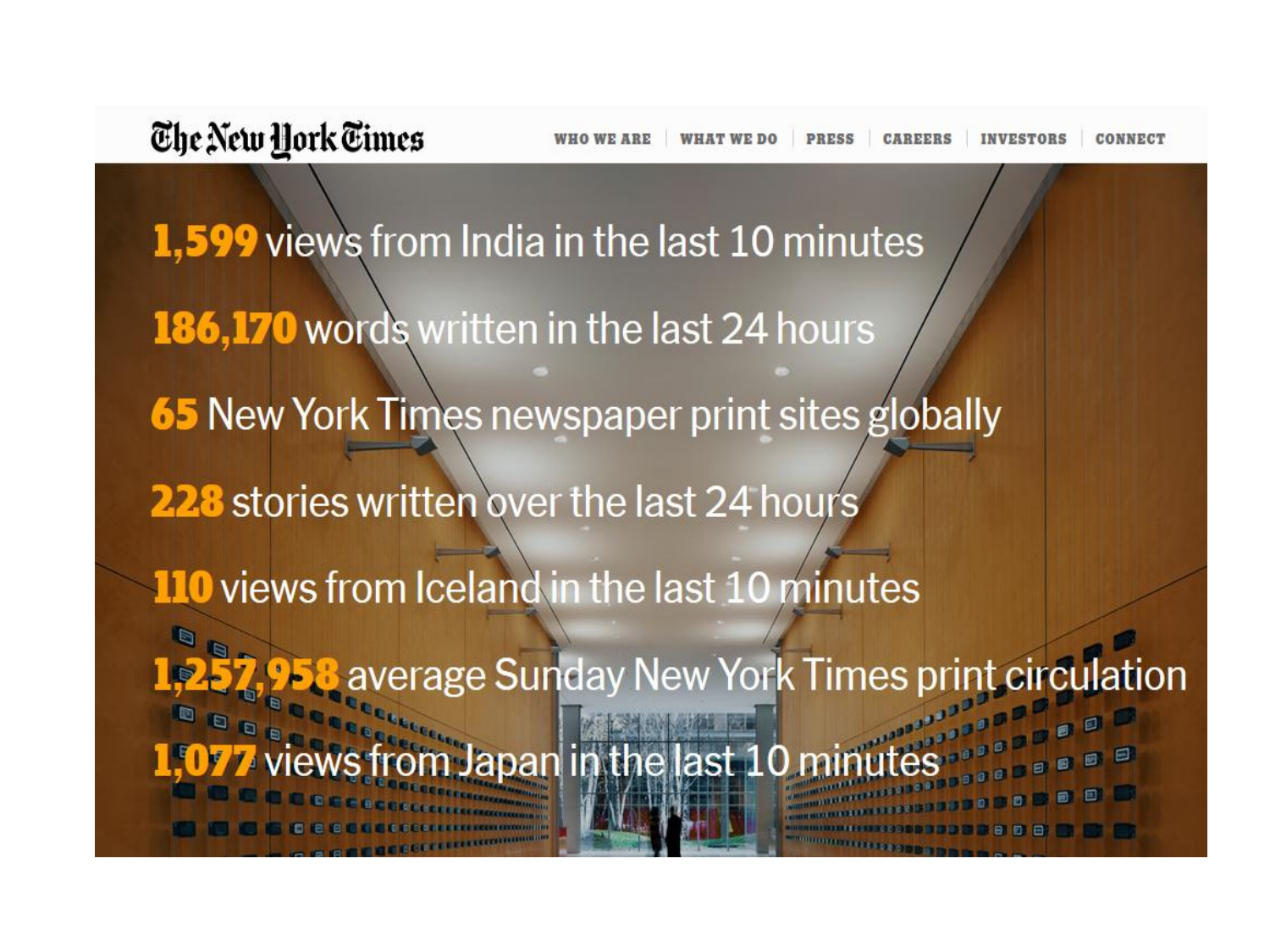The New York Times

WHO WE ARE | WHAT WE DO | PRESS | CAREERS | INVESTORS | CONNECT

**1,599** views from India in the last 10 minutes

**186,170** words written in the last 24 hours

**65** New York Times newspaper print sites globally

**228** stories written over the last 24 hours

**110** views from Iceland in the last 10 minutes

**1,257,958** average Sunday New York Times print circulation

**1,077** views from Japan in the last 10 minutes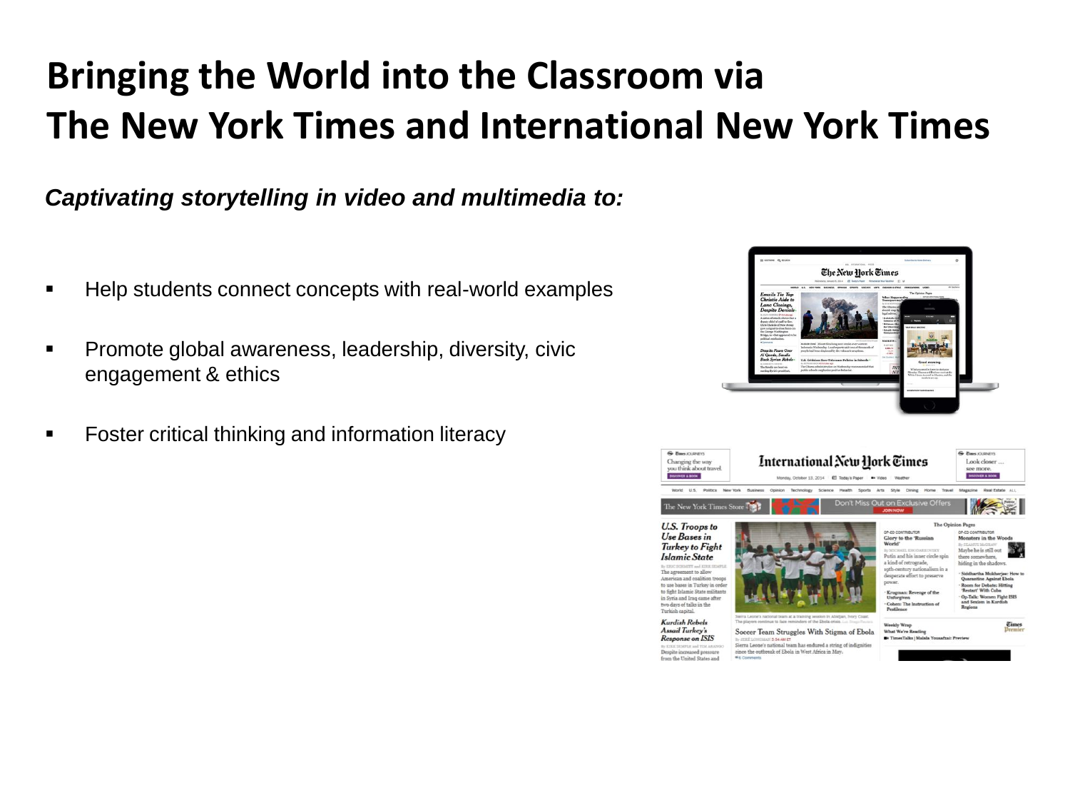# Bringing the World into the Classroom via The New York Times and International New York Times

***Captivating storytelling in video and multimedia to:***

- Help students connect concepts with real-world examples
- Promote global awareness, leadership, diversity, civic engagement & ethics
- Foster critical thinking and information literacy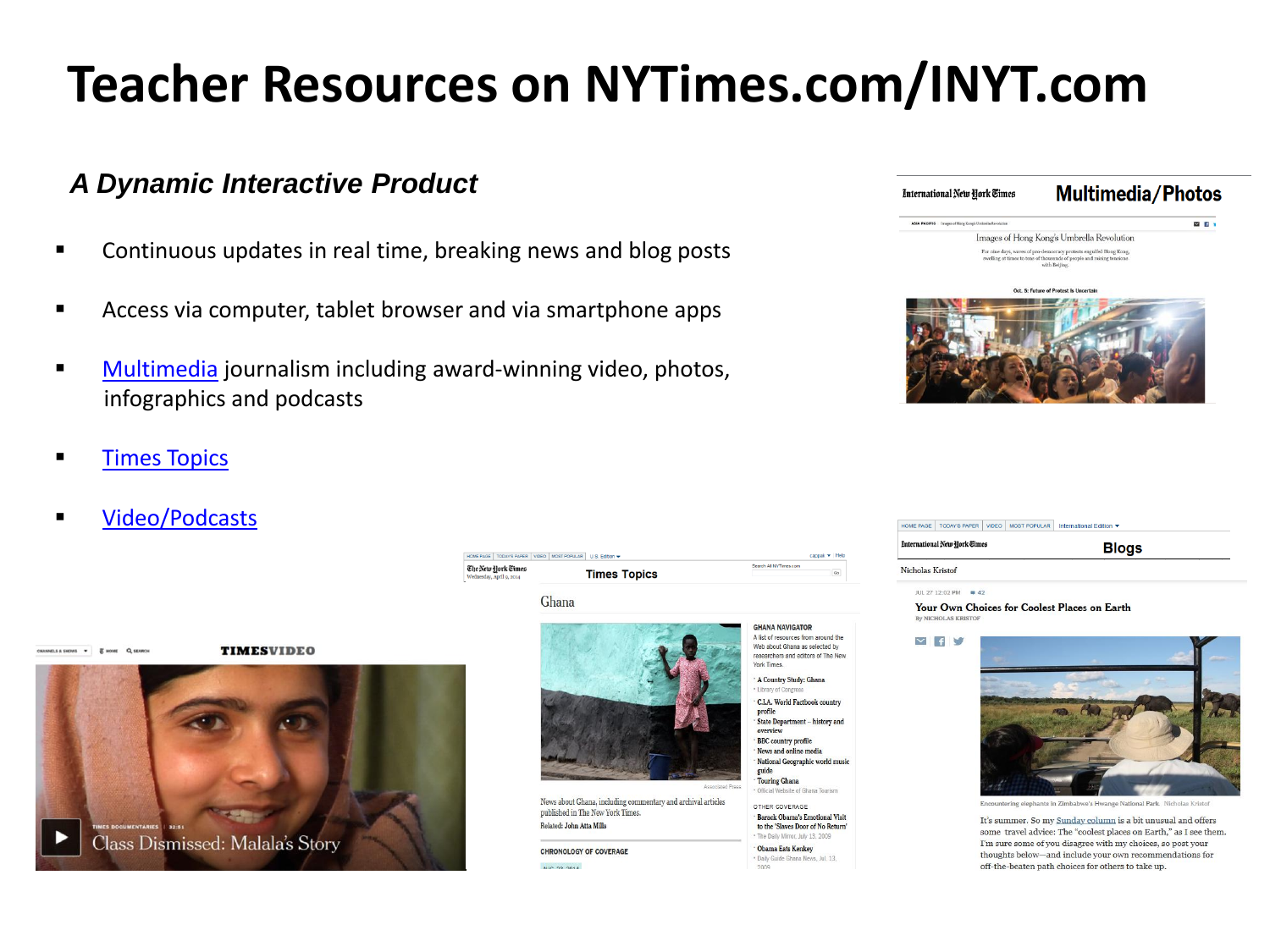# Teacher Resources on NYTimes.com/INYT.com

### *A Dynamic Interactive Product*

- Continuous updates in real time, breaking news and blog posts
- Access via computer, tablet browser and via smartphone apps
- Multimedia journalism including award-winning video, photos, infographics and podcasts
- Times Topics
- Video/Podcasts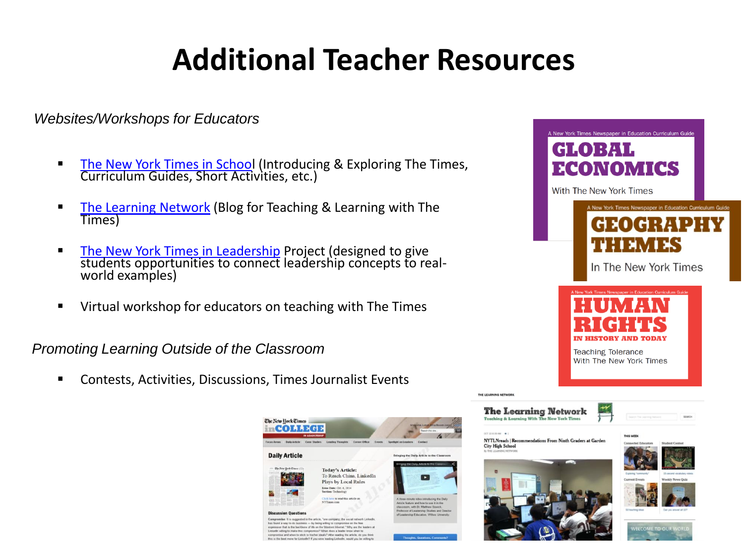# Additional Teacher Resources

*Websites/Workshops for Educators*

- The New York Times in School (Introducing & Exploring The Times, Curriculum Guides, Short Activities, etc.)
- The Learning Network (Blog for Teaching & Learning with The Times)
- The New York Times in Leadership Project (designed to give students opportunities to connect leadership concepts to real-world examples)
- Virtual workshop for educators on teaching with The Times

*Promoting Learning Outside of the Classroom*

- Contests, Activities, Discussions, Times Journalist Events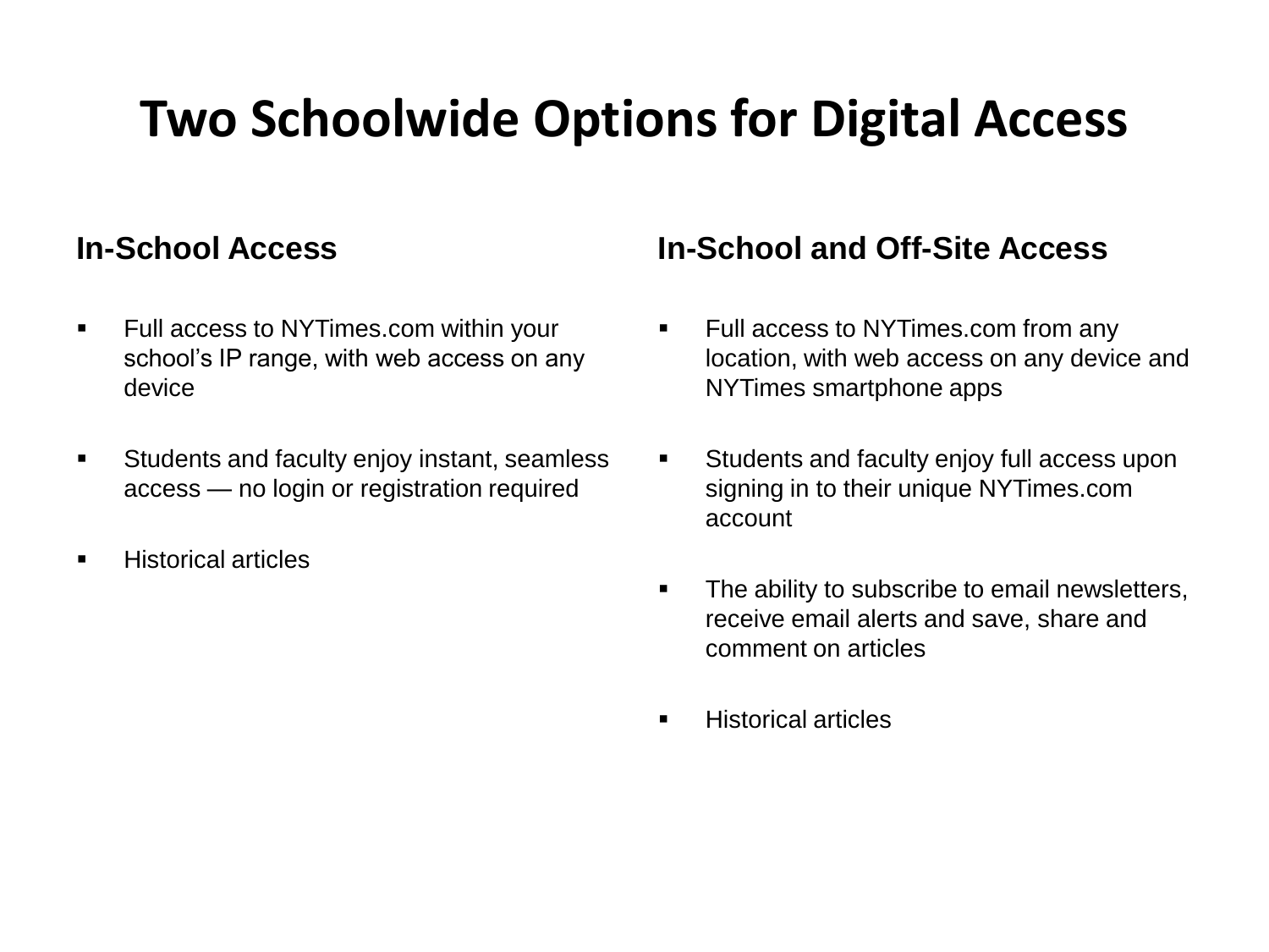# Two Schoolwide Options for Digital Access

## In-School Access

- Full access to NYTimes.com within your school's IP range, with web access on any device
- Students and faculty enjoy instant, seamless access — no login or registration required
- Historical articles

## In-School and Off-Site Access

- Full access to NYTimes.com from any location, with web access on any device and NYTimes smartphone apps
- Students and faculty enjoy full access upon signing in to their unique NYTimes.com account
- The ability to subscribe to email newsletters, receive email alerts and save, share and comment on articles
- Historical articles